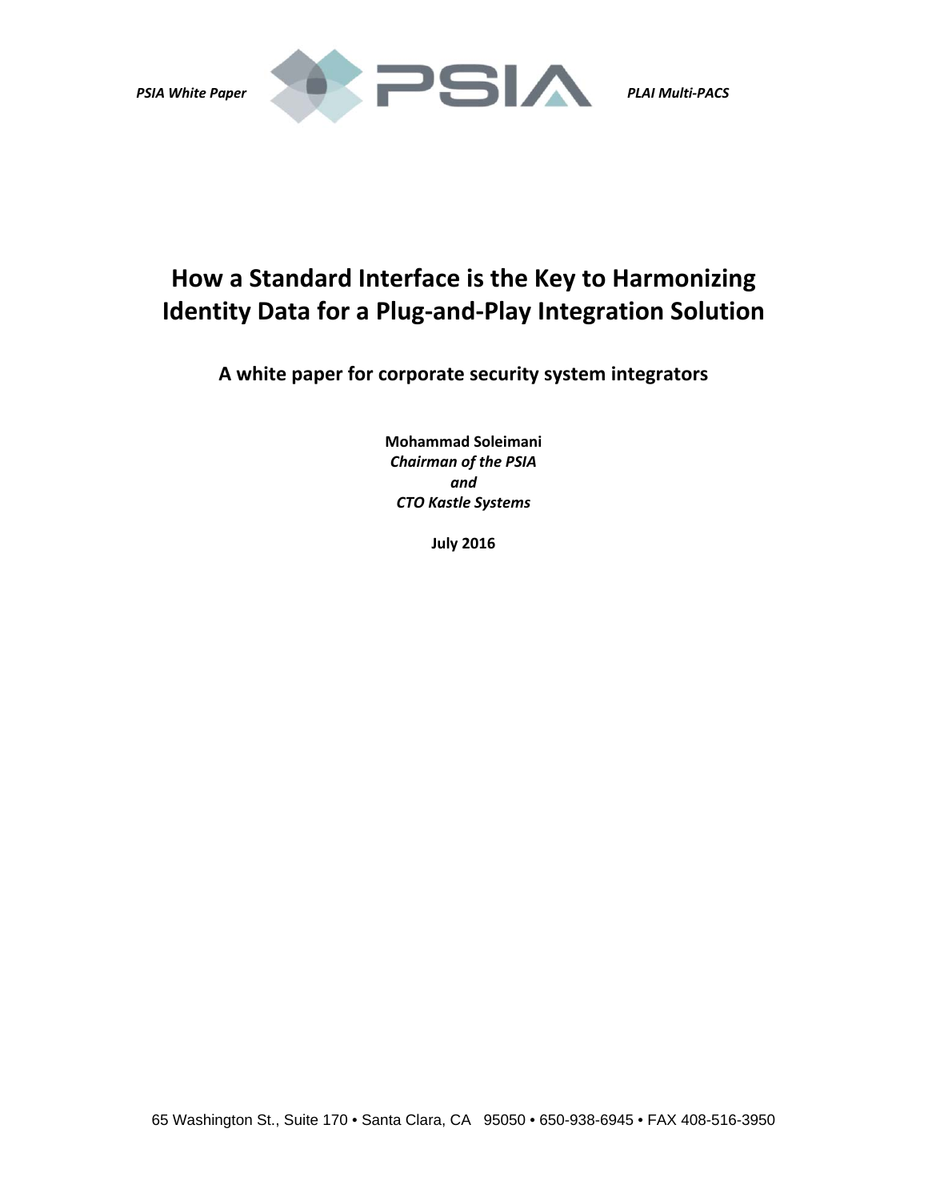PSIA White Paper PLAI Multi-PACS

# How a Standard Interface is the Key to Harmonizing Identity Data for a Plug-and-Play Integration Solution

## A white paper for corporate security system integrators

**Mohammad Soleimani**
*Chairman of the PSIA*
*and*
*CTO Kastle Systems*

**July 2016**

65 Washington St., Suite 170 • Santa Clara, CA 95050 • 650-938-6945 • FAX 408-516-3950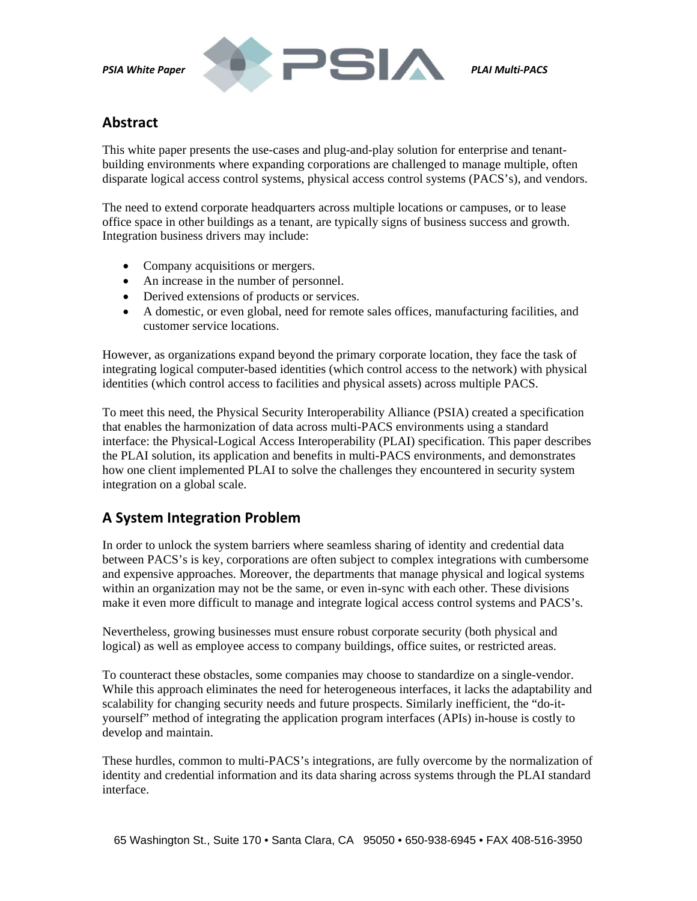## Abstract

This white paper presents the use-cases and plug-and-play solution for enterprise and tenant-building environments where expanding corporations are challenged to manage multiple, often disparate logical access control systems, physical access control systems (PACS's), and vendors.

The need to extend corporate headquarters across multiple locations or campuses, or to lease office space in other buildings as a tenant, are typically signs of business success and growth. Integration business drivers may include:

- Company acquisitions or mergers.
- An increase in the number of personnel.
- Derived extensions of products or services.
- A domestic, or even global, need for remote sales offices, manufacturing facilities, and customer service locations.

However, as organizations expand beyond the primary corporate location, they face the task of integrating logical computer-based identities (which control access to the network) with physical identities (which control access to facilities and physical assets) across multiple PACS.

To meet this need, the Physical Security Interoperability Alliance (PSIA) created a specification that enables the harmonization of data across multi-PACS environments using a standard interface: the Physical-Logical Access Interoperability (PLAI) specification. This paper describes the PLAI solution, its application and benefits in multi-PACS environments, and demonstrates how one client implemented PLAI to solve the challenges they encountered in security system integration on a global scale.

## A System Integration Problem

In order to unlock the system barriers where seamless sharing of identity and credential data between PACS's is key, corporations are often subject to complex integrations with cumbersome and expensive approaches. Moreover, the departments that manage physical and logical systems within an organization may not be the same, or even in-sync with each other. These divisions make it even more difficult to manage and integrate logical access control systems and PACS's.

Nevertheless, growing businesses must ensure robust corporate security (both physical and logical) as well as employee access to company buildings, office suites, or restricted areas.

To counteract these obstacles, some companies may choose to standardize on a single-vendor. While this approach eliminates the need for heterogeneous interfaces, it lacks the adaptability and scalability for changing security needs and future prospects. Similarly inefficient, the "do-it-yourself" method of integrating the application program interfaces (APIs) in-house is costly to develop and maintain.

These hurdles, common to multi-PACS's integrations, are fully overcome by the normalization of identity and credential information and its data sharing across systems through the PLAI standard interface.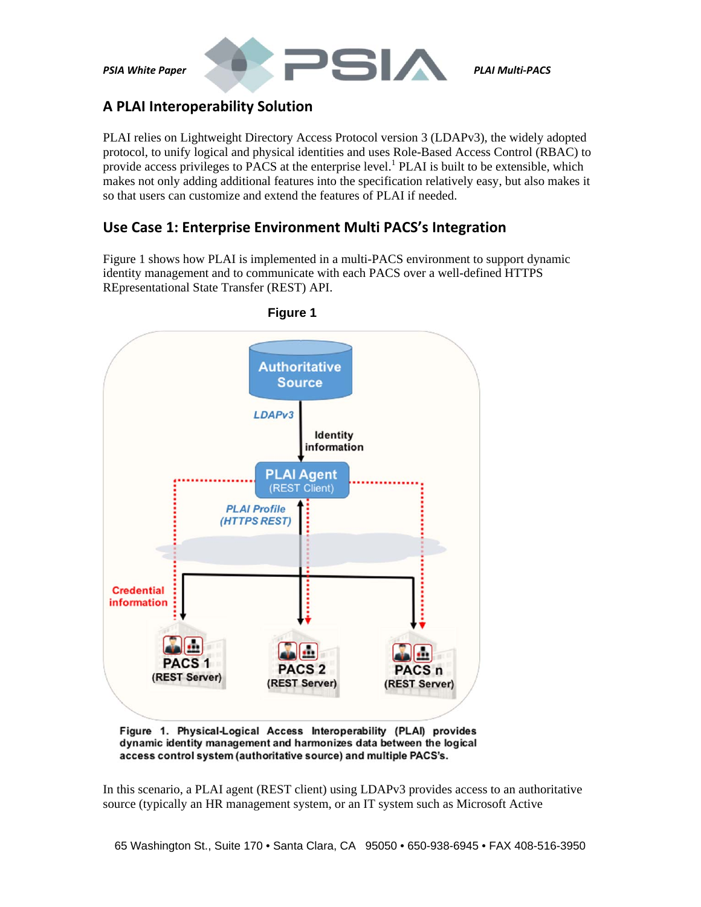## A PLAI Interoperability Solution

PLAI relies on Lightweight Directory Access Protocol version 3 (LDAPv3), the widely adopted protocol, to unify logical and physical identities and uses Role-Based Access Control (RBAC) to provide access privileges to PACS at the enterprise level.[1] PLAI is built to be extensible, which makes not only adding additional features into the specification relatively easy, but also makes it so that users can customize and extend the features of PLAI if needed.

## Use Case 1: Enterprise Environment Multi PACS's Integration

Figure 1 shows how PLAI is implemented in a multi-PACS environment to support dynamic identity management and to communicate with each PACS over a well-defined HTTPS REpresentational State Transfer (REST) API.

**Figure 1**

**Figure 1. Physical-Logical Access Interoperability (PLAI) provides dynamic identity management and harmonizes data between the logical access control system (authoritative source) and multiple PACS's.**

In this scenario, a PLAI agent (REST client) using LDAPv3 provides access to an authoritative source (typically an HR management system, or an IT system such as Microsoft Active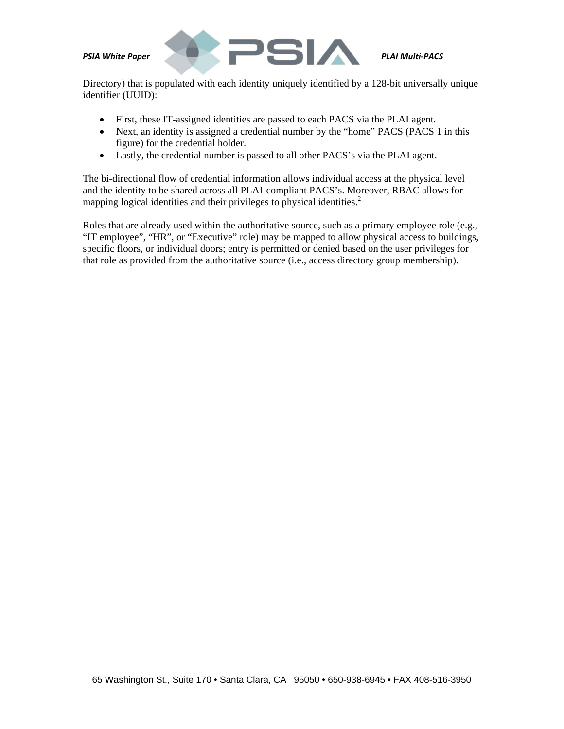Directory) that is populated with each identity uniquely identified by a 128-bit universally unique identifier (UUID):

- First, these IT-assigned identities are passed to each PACS via the PLAI agent.
- Next, an identity is assigned a credential number by the "home" PACS (PACS 1 in this figure) for the credential holder.
- Lastly, the credential number is passed to all other PACS's via the PLAI agent.

The bi-directional flow of credential information allows individual access at the physical level and the identity to be shared across all PLAI-compliant PACS's. Moreover, RBAC allows for mapping logical identities and their privileges to physical identities.[2]

Roles that are already used within the authoritative source, such as a primary employee role (e.g., "IT employee", "HR", or "Executive" role) may be mapped to allow physical access to buildings, specific floors, or individual doors; entry is permitted or denied based on the user privileges for that role as provided from the authoritative source (i.e., access directory group membership).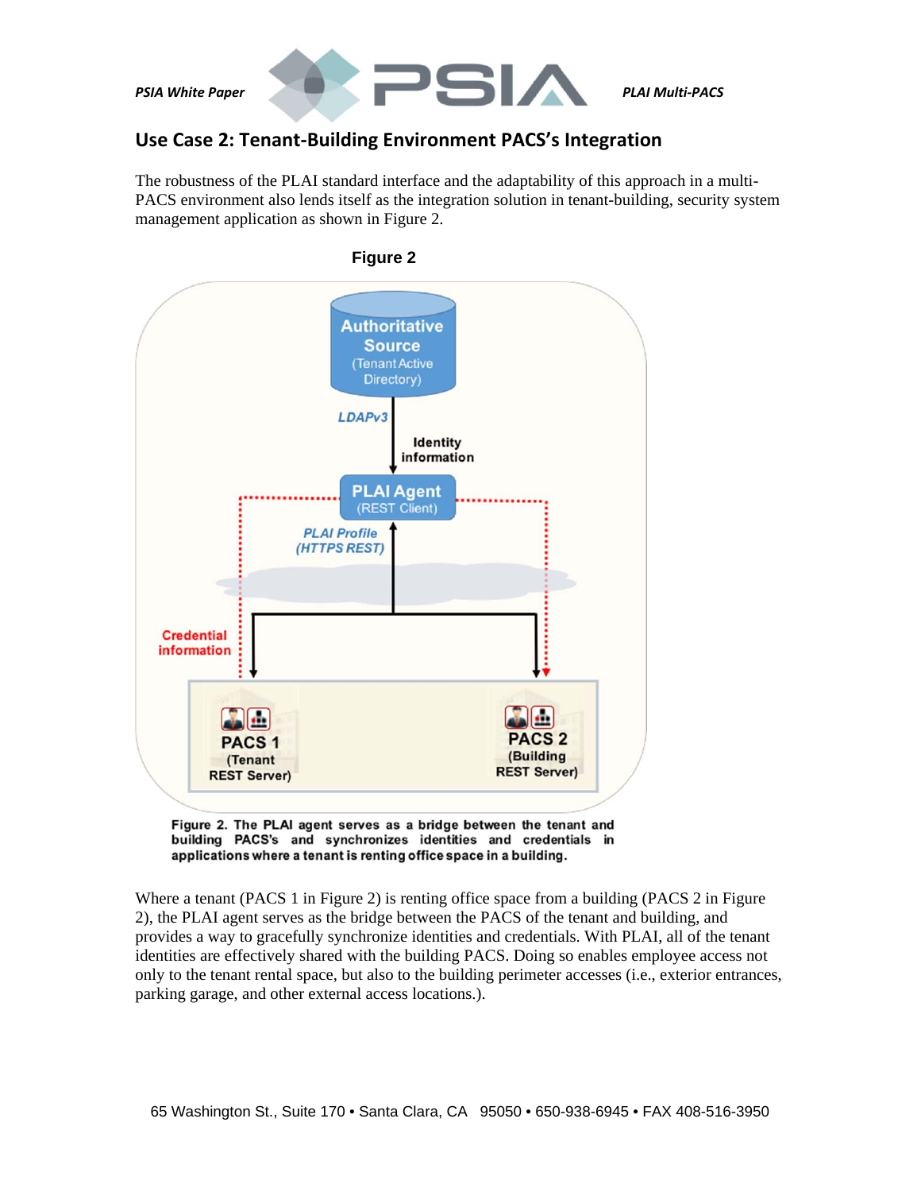## Use Case 2: Tenant-Building Environment PACS's Integration

The robustness of the PLAI standard interface and the adaptability of this approach in a multi-PACS environment also lends itself as the integration solution in tenant-building, security system management application as shown in Figure 2.

**Figure 2**

Figure 2. The PLAI agent serves as a bridge between the tenant and building PACS's and synchronizes identities and credentials in applications where a tenant is renting office space in a building.

Where a tenant (PACS 1 in Figure 2) is renting office space from a building (PACS 2 in Figure 2), the PLAI agent serves as the bridge between the PACS of the tenant and building, and provides a way to gracefully synchronize identities and credentials. With PLAI, all of the tenant identities are effectively shared with the building PACS. Doing so enables employee access not only to the tenant rental space, but also to the building perimeter accesses (i.e., exterior entrances, parking garage, and other external access locations.).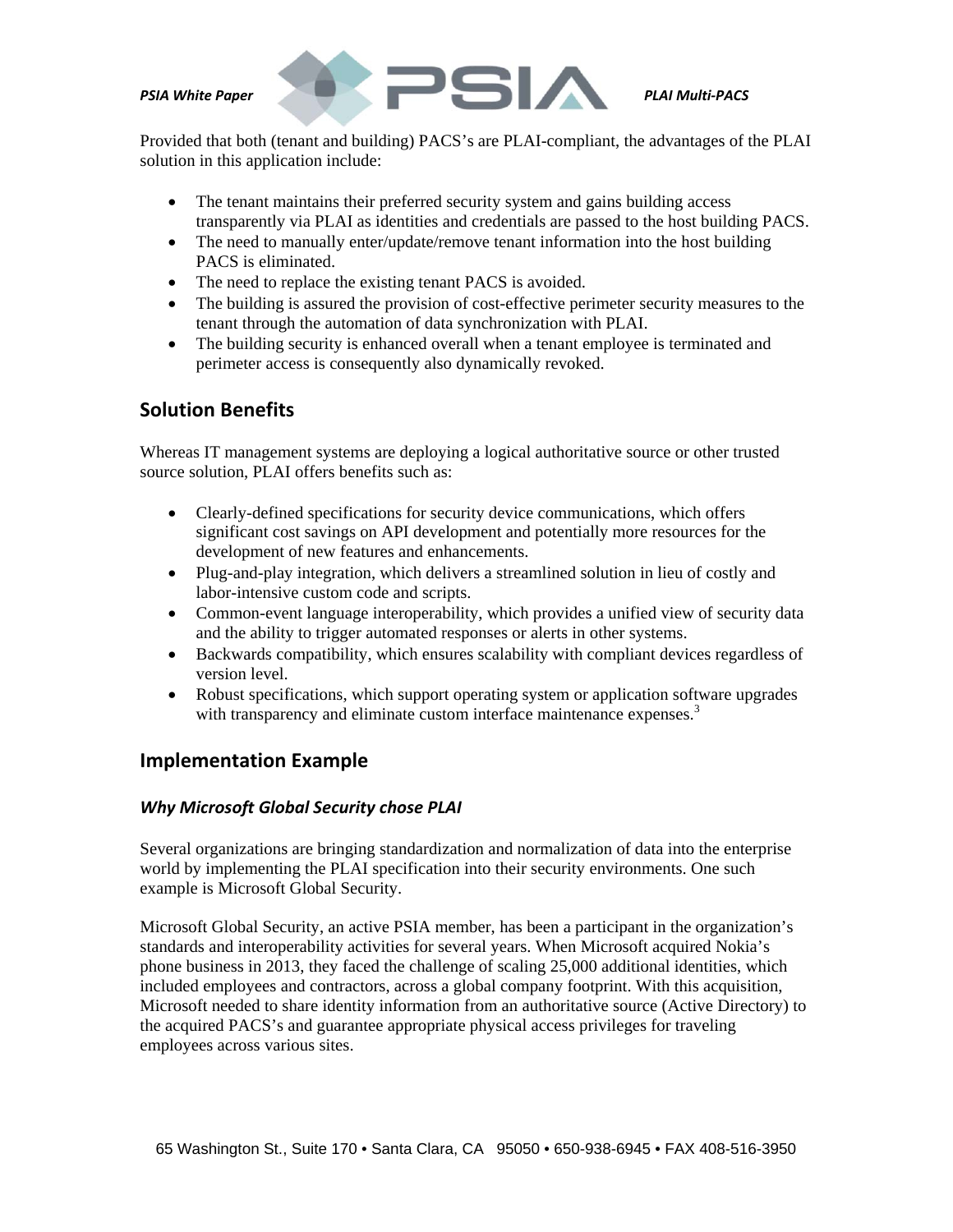Provided that both (tenant and building) PACS's are PLAI-compliant, the advantages of the PLAI solution in this application include:

- The tenant maintains their preferred security system and gains building access transparently via PLAI as identities and credentials are passed to the host building PACS.
- The need to manually enter/update/remove tenant information into the host building PACS is eliminated.
- The need to replace the existing tenant PACS is avoided.
- The building is assured the provision of cost-effective perimeter security measures to the tenant through the automation of data synchronization with PLAI.
- The building security is enhanced overall when a tenant employee is terminated and perimeter access is consequently also dynamically revoked.

## Solution Benefits

Whereas IT management systems are deploying a logical authoritative source or other trusted source solution, PLAI offers benefits such as:

- Clearly-defined specifications for security device communications, which offers significant cost savings on API development and potentially more resources for the development of new features and enhancements.
- Plug-and-play integration, which delivers a streamlined solution in lieu of costly and labor-intensive custom code and scripts.
- Common-event language interoperability, which provides a unified view of security data and the ability to trigger automated responses or alerts in other systems.
- Backwards compatibility, which ensures scalability with compliant devices regardless of version level.
- Robust specifications, which support operating system or application software upgrades with transparency and eliminate custom interface maintenance expenses.[3]

## Implementation Example

### *Why Microsoft Global Security chose PLAI*

Several organizations are bringing standardization and normalization of data into the enterprise world by implementing the PLAI specification into their security environments. One such example is Microsoft Global Security.

Microsoft Global Security, an active PSIA member, has been a participant in the organization's standards and interoperability activities for several years. When Microsoft acquired Nokia's phone business in 2013, they faced the challenge of scaling 25,000 additional identities, which included employees and contractors, across a global company footprint. With this acquisition, Microsoft needed to share identity information from an authoritative source (Active Directory) to the acquired PACS's and guarantee appropriate physical access privileges for traveling employees across various sites.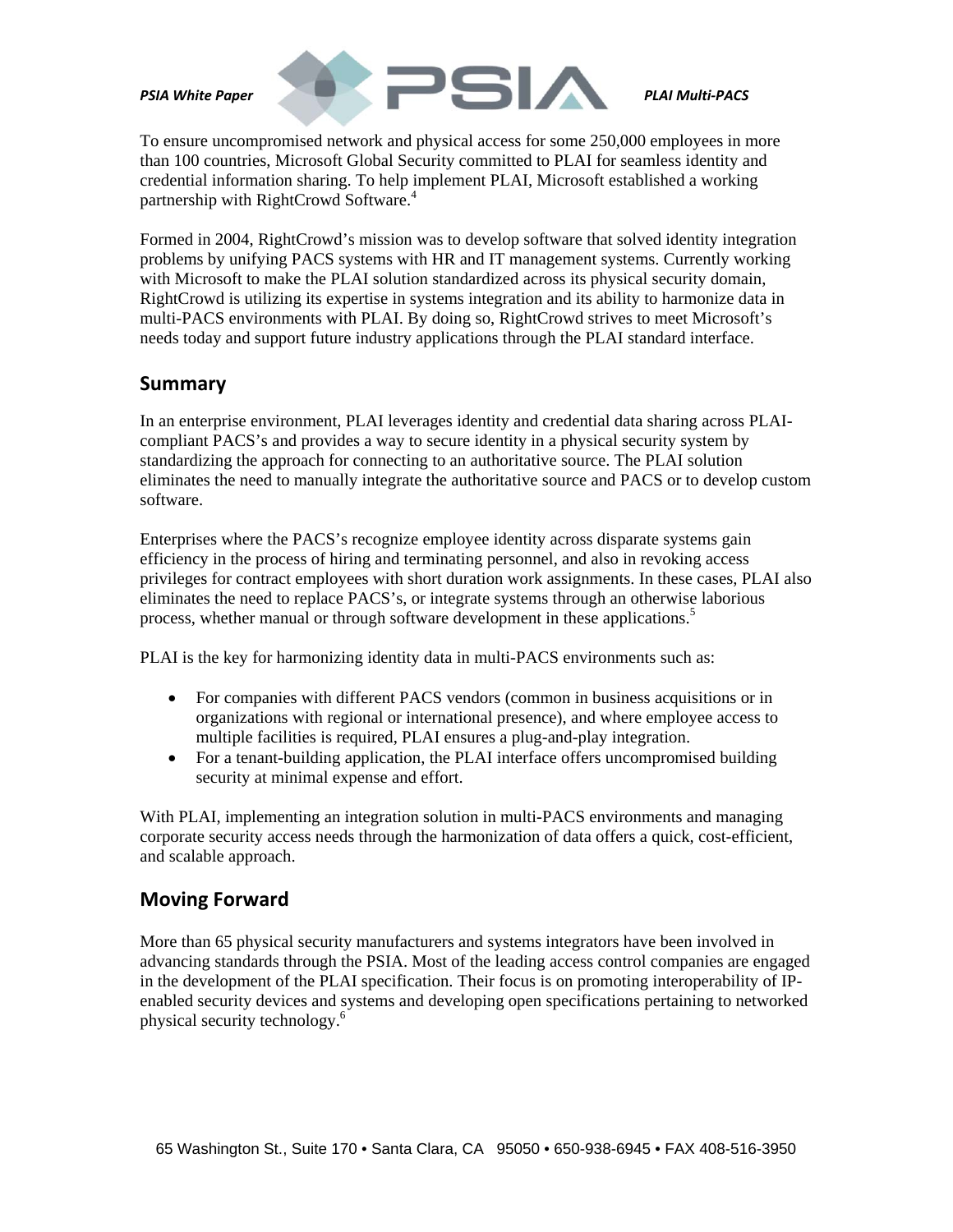To ensure uncompromised network and physical access for some 250,000 employees in more than 100 countries, Microsoft Global Security committed to PLAI for seamless identity and credential information sharing. To help implement PLAI, Microsoft established a working partnership with RightCrowd Software.[4]

Formed in 2004, RightCrowd's mission was to develop software that solved identity integration problems by unifying PACS systems with HR and IT management systems. Currently working with Microsoft to make the PLAI solution standardized across its physical security domain, RightCrowd is utilizing its expertise in systems integration and its ability to harmonize data in multi-PACS environments with PLAI. By doing so, RightCrowd strives to meet Microsoft's needs today and support future industry applications through the PLAI standard interface.

## Summary

In an enterprise environment, PLAI leverages identity and credential data sharing across PLAI-compliant PACS's and provides a way to secure identity in a physical security system by standardizing the approach for connecting to an authoritative source. The PLAI solution eliminates the need to manually integrate the authoritative source and PACS or to develop custom software.

Enterprises where the PACS's recognize employee identity across disparate systems gain efficiency in the process of hiring and terminating personnel, and also in revoking access privileges for contract employees with short duration work assignments. In these cases, PLAI also eliminates the need to replace PACS's, or integrate systems through an otherwise laborious process, whether manual or through software development in these applications.[5]

PLAI is the key for harmonizing identity data in multi-PACS environments such as:

- For companies with different PACS vendors (common in business acquisitions or in organizations with regional or international presence), and where employee access to multiple facilities is required, PLAI ensures a plug-and-play integration.
- For a tenant-building application, the PLAI interface offers uncompromised building security at minimal expense and effort.

With PLAI, implementing an integration solution in multi-PACS environments and managing corporate security access needs through the harmonization of data offers a quick, cost-efficient, and scalable approach.

## Moving Forward

More than 65 physical security manufacturers and systems integrators have been involved in advancing standards through the PSIA. Most of the leading access control companies are engaged in the development of the PLAI specification. Their focus is on promoting interoperability of IP-enabled security devices and systems and developing open specifications pertaining to networked physical security technology.[6]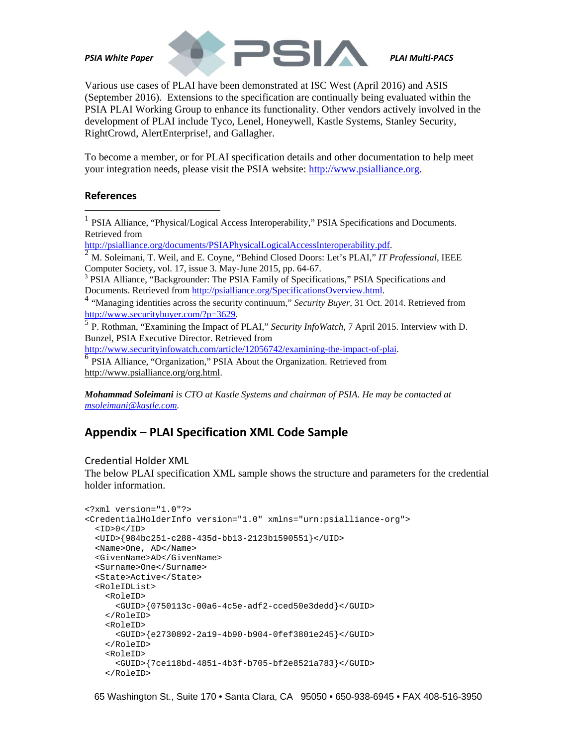Various use cases of PLAI have been demonstrated at ISC West (April 2016) and ASIS (September 2016). Extensions to the specification are continually being evaluated within the PSIA PLAI Working Group to enhance its functionality. Other vendors actively involved in the development of PLAI include Tyco, Lenel, Honeywell, Kastle Systems, Stanley Security, RightCrowd, AlertEnterprise!, and Gallagher.

To become a member, or for PLAI specification details and other documentation to help meet your integration needs, please visit the PSIA website: http://www.psialliance.org.

## References

[1] PSIA Alliance, "Physical/Logical Access Interoperability," PSIA Specifications and Documents. Retrieved from http://psialliance.org/documents/PSIAPhysicalLogicalAccessInteroperability.pdf.

[2] M. Soleimani, T. Weil, and E. Coyne, "Behind Closed Doors: Let's PLAI," *IT Professional*, IEEE Computer Society, vol. 17, issue 3. May-June 2015, pp. 64-67.

[3] PSIA Alliance, "Backgrounder: The PSIA Family of Specifications," PSIA Specifications and Documents. Retrieved from http://psialliance.org/SpecificationsOverview.html.

[4] "Managing identities across the security continuum," *Security Buyer*, 31 Oct. 2014. Retrieved from http://www.securitybuyer.com/?p=3629.

[5] P. Rothman, "Examining the Impact of PLAI," *Security InfoWatch*, 7 April 2015. Interview with D. Bunzel, PSIA Executive Director. Retrieved from http://www.securityinfowatch.com/article/12056742/examining-the-impact-of-plai.

[6] PSIA Alliance, "Organization," PSIA About the Organization. Retrieved from http://www.psialliance.org/org.html.

***Mohammad Soleimani** is CTO at Kastle Systems and chairman of PSIA. He may be contacted at msoleimani@kastle.com.*

## Appendix – PLAI Specification XML Code Sample

### Credential Holder XML

The below PLAI specification XML sample shows the structure and parameters for the credential holder information.

```
<?xml version="1.0"?>
<CredentialHolderInfo version="1.0" xmlns="urn:psialliance-org">
  <ID>0</ID>
  <UID>{984bc251-c288-435d-bb13-2123b1590551}</UID>
  <Name>One, AD</Name>
  <GivenName>AD</GivenName>
  <Surname>One</Surname>
  <State>Active</State>
  <RoleIDList>
    <RoleID>
      <GUID>{0750113c-00a6-4c5e-adf2-cced50e3dedd}</GUID>
    </RoleID>
    <RoleID>
      <GUID>{e2730892-2a19-4b90-b904-0fef3801e245}</GUID>
    </RoleID>
    <RoleID>
      <GUID>{7ce118bd-4851-4b3f-b705-bf2e8521a783}</GUID>
    </RoleID>
```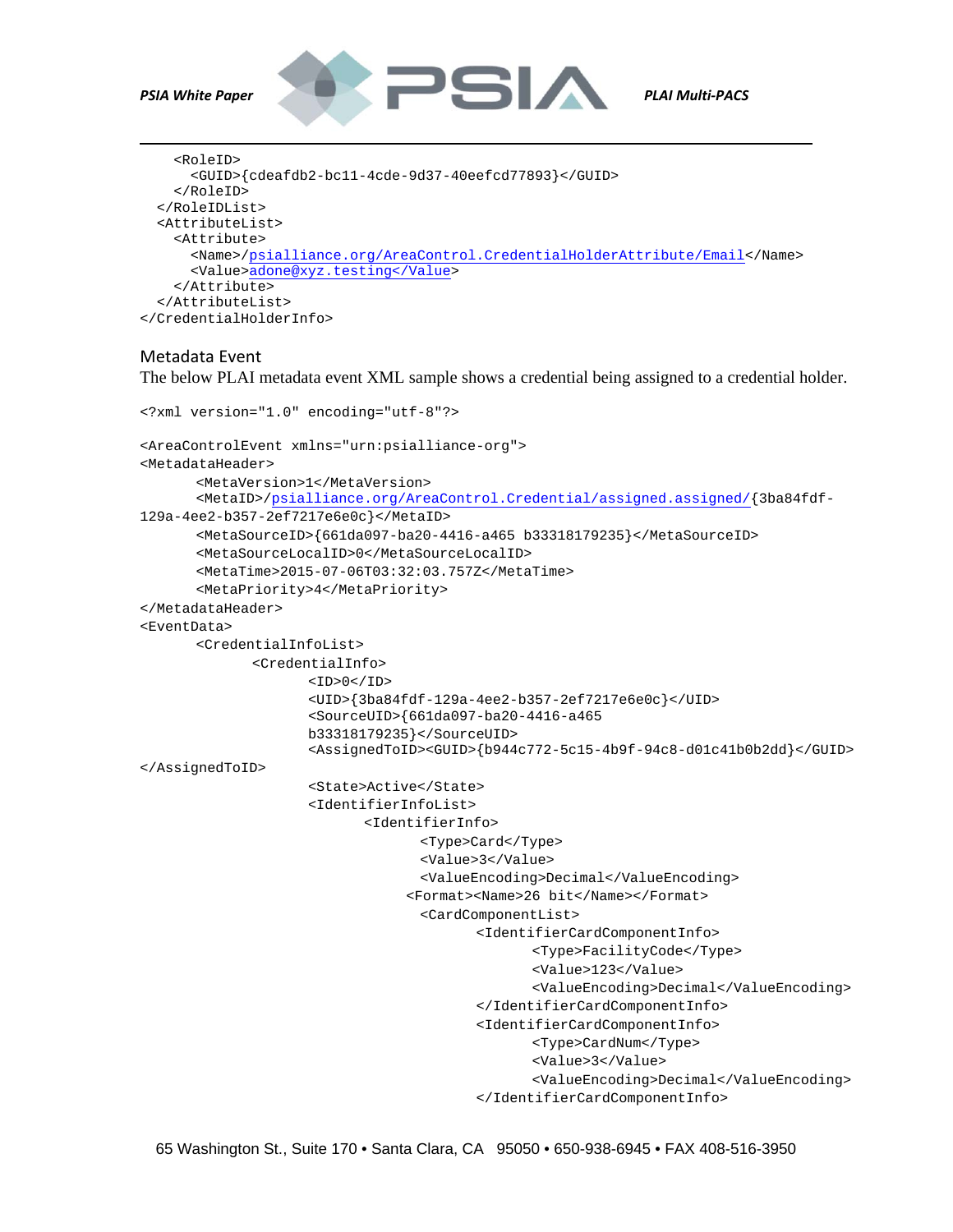```
    <RoleID>
      <GUID>{cdeafdb2-bc11-4cde-9d37-40eefcd77893}</GUID>
    </RoleID>
  </RoleIDList>
  <AttributeList>
    <Attribute>
      <Name>/psialliance.org/AreaControl.CredentialHolderAttribute/Email</Name>
      <Value>adone@xyz.testing</Value>
    </Attribute>
  </AttributeList>
</CredentialHolderInfo>
```

### Metadata Event

The below PLAI metadata event XML sample shows a credential being assigned to a credential holder.

```
<?xml version="1.0" encoding="utf-8"?>

<AreaControlEvent xmlns="urn:psialliance-org">
<MetadataHeader>
       <MetaVersion>1</MetaVersion>
       <MetaID>/psialliance.org/AreaControl.Credential/assigned.assigned/{3ba84fdf-
129a-4ee2-b357-2ef7217e6e0c}</MetaID>
       <MetaSourceID>{661da097-ba20-4416-a465 b33318179235}</MetaSourceID>
       <MetaSourceLocalID>0</MetaSourceLocalID>
       <MetaTime>2015-07-06T03:32:03.757Z</MetaTime>
       <MetaPriority>4</MetaPriority>
</MetadataHeader>
<EventData>
       <CredentialInfoList>
              <CredentialInfo>
                     <ID>0</ID>
                     <UID>{3ba84fdf-129a-4ee2-b357-2ef7217e6e0c}</UID>
                     <SourceUID>{661da097-ba20-4416-a465
                     b33318179235}</SourceUID>
                     <AssignedToID><GUID>{b944c772-5c15-4b9f-94c8-d01c41b0b2dd}</GUID>
</AssignedToID>
                     <State>Active</State>
                     <IdentifierInfoList>
                            <IdentifierInfo>
                                   <Type>Card</Type>
                                   <Value>3</Value>
                                   <ValueEncoding>Decimal</ValueEncoding>
                                 <Format><Name>26 bit</Name></Format>
                                   <CardComponentList>
                                          <IdentifierCardComponentInfo>
                                                 <Type>FacilityCode</Type>
                                                 <Value>123</Value>
                                                 <ValueEncoding>Decimal</ValueEncoding>
                                          </IdentifierCardComponentInfo>
                                          <IdentifierCardComponentInfo>
                                                 <Type>CardNum</Type>
                                                 <Value>3</Value>
                                                 <ValueEncoding>Decimal</ValueEncoding>
                                          </IdentifierCardComponentInfo>
```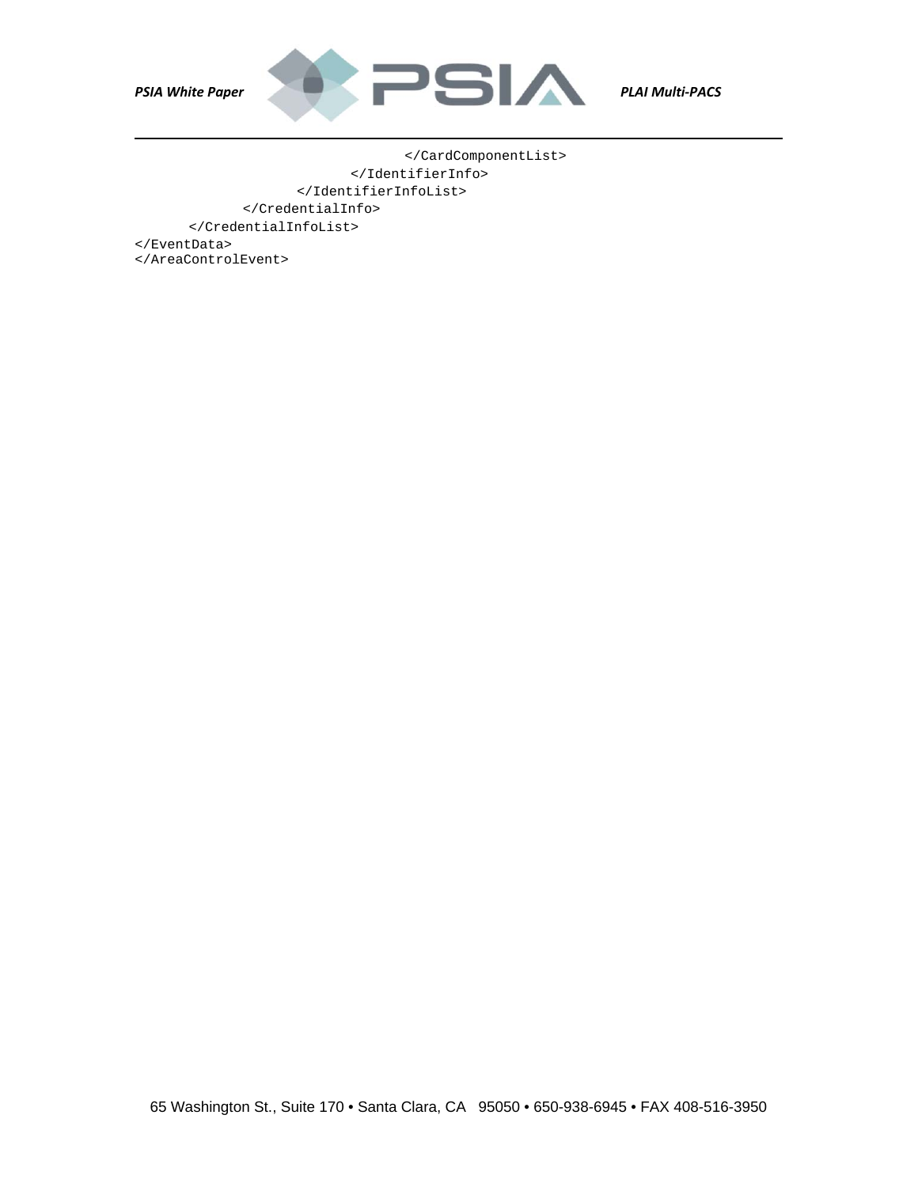```
                                        </CardComponentList>
                              </IdentifierInfo>
                    </IdentifierInfoList>
          </CredentialInfo>
     </CredentialInfoList>
</EventData>
</AreaControlEvent>
```